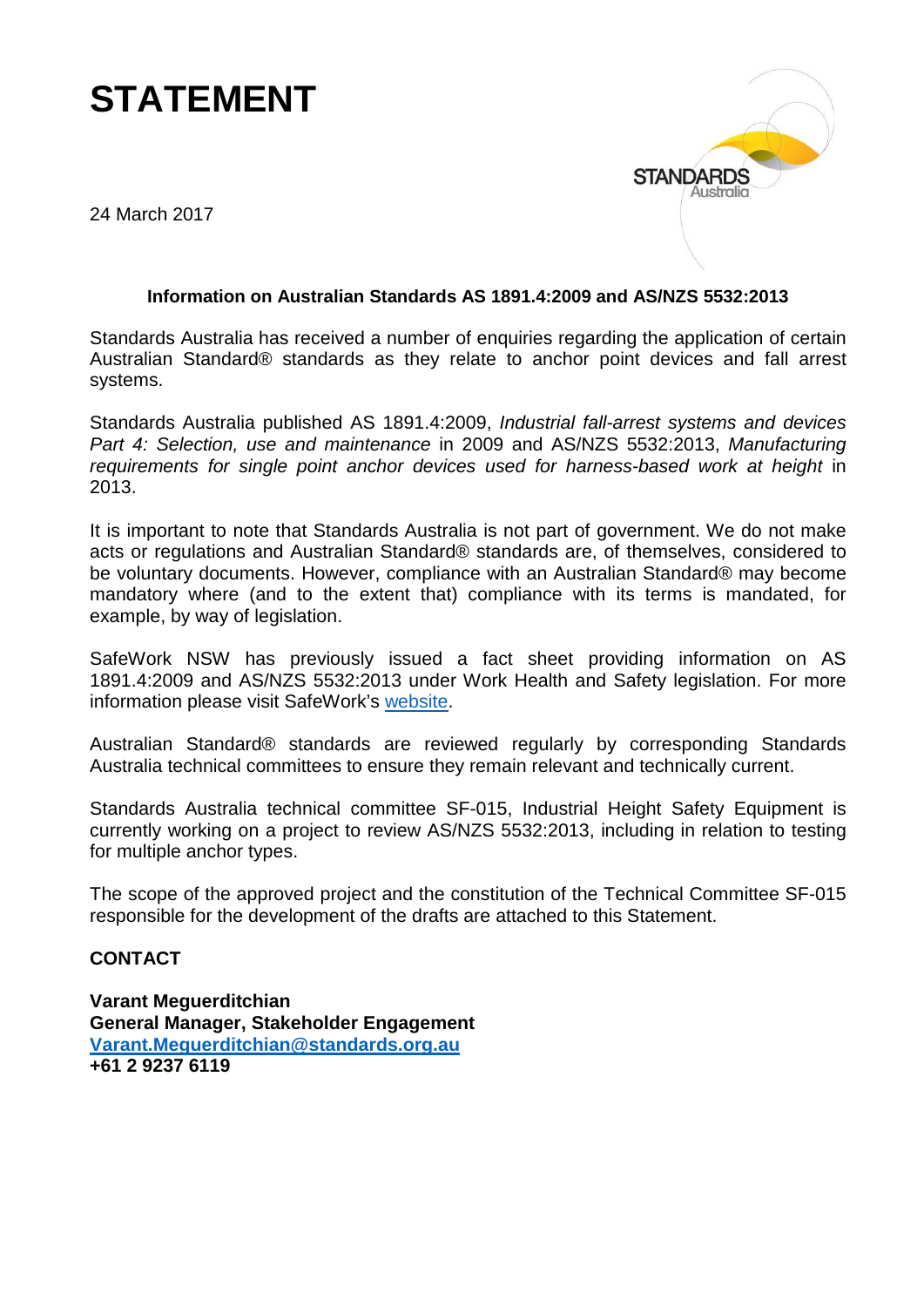# STATEMENT

24 March 2017

**Information on Australian Standards AS 1891.4:2009 and AS/NZS 5532:2013**

Standards Australia has received a number of enquiries regarding the application of certain Australian Standard® standards as they relate to anchor point devices and fall arrest systems.

Standards Australia published AS 1891.4:2009, *Industrial fall-arrest systems and devices Part 4: Selection, use and maintenance* in 2009 and AS/NZS 5532:2013, *Manufacturing requirements for single point anchor devices used for harness-based work at height* in 2013.

It is important to note that Standards Australia is not part of government. We do not make acts or regulations and Australian Standard® standards are, of themselves, considered to be voluntary documents. However, compliance with an Australian Standard® may become mandatory where (and to the extent that) compliance with its terms is mandated, for example, by way of legislation.

SafeWork NSW has previously issued a fact sheet providing information on AS 1891.4:2009 and AS/NZS 5532:2013 under Work Health and Safety legislation. For more information please visit SafeWork's website.

Australian Standard® standards are reviewed regularly by corresponding Standards Australia technical committees to ensure they remain relevant and technically current.

Standards Australia technical committee SF-015, Industrial Height Safety Equipment is currently working on a project to review AS/NZS 5532:2013, including in relation to testing for multiple anchor types.

The scope of the approved project and the constitution of the Technical Committee SF-015 responsible for the development of the drafts are attached to this Statement.

**CONTACT**

**Varant Meguerditchian**
**General Manager, Stakeholder Engagement**
**Varant.Meguerditchian@standards.org.au**
**+61 2 9237 6119**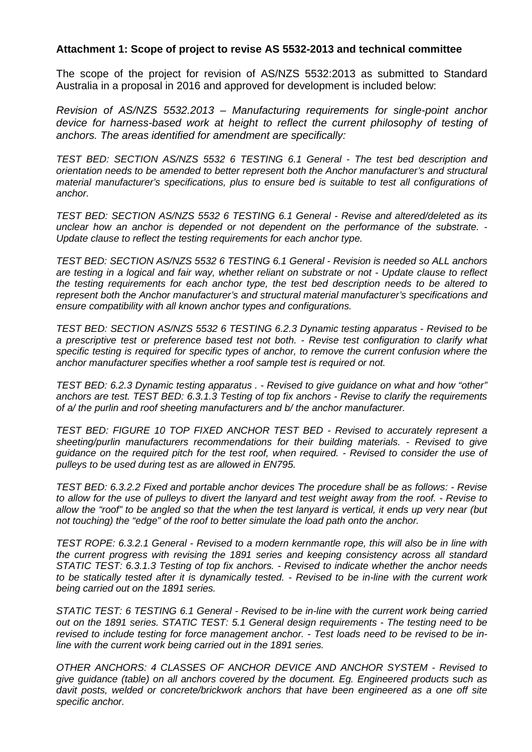**Attachment 1: Scope of project to revise AS 5532-2013 and technical committee**

The scope of the project for revision of AS/NZS 5532:2013 as submitted to Standard Australia in a proposal in 2016 and approved for development is included below:

*Revision of AS/NZS 5532.2013 – Manufacturing requirements for single-point anchor device for harness-based work at height to reflect the current philosophy of testing of anchors. The areas identified for amendment are specifically:*

*TEST BED: SECTION AS/NZS 5532 6 TESTING 6.1 General - The test bed description and orientation needs to be amended to better represent both the Anchor manufacturer's and structural material manufacturer's specifications, plus to ensure bed is suitable to test all configurations of anchor.*

*TEST BED: SECTION AS/NZS 5532 6 TESTING 6.1 General - Revise and altered/deleted as its unclear how an anchor is depended or not dependent on the performance of the substrate. - Update clause to reflect the testing requirements for each anchor type.*

*TEST BED: SECTION AS/NZS 5532 6 TESTING 6.1 General - Revision is needed so ALL anchors are testing in a logical and fair way, whether reliant on substrate or not - Update clause to reflect the testing requirements for each anchor type, the test bed description needs to be altered to represent both the Anchor manufacturer's and structural material manufacturer's specifications and ensure compatibility with all known anchor types and configurations.*

*TEST BED: SECTION AS/NZS 5532 6 TESTING 6.2.3 Dynamic testing apparatus - Revised to be a prescriptive test or preference based test not both. - Revise test configuration to clarify what specific testing is required for specific types of anchor, to remove the current confusion where the anchor manufacturer specifies whether a roof sample test is required or not.*

*TEST BED: 6.2.3 Dynamic testing apparatus . - Revised to give guidance on what and how "other" anchors are test. TEST BED: 6.3.1.3 Testing of top fix anchors - Revise to clarify the requirements of a/ the purlin and roof sheeting manufacturers and b/ the anchor manufacturer.*

*TEST BED: FIGURE 10 TOP FIXED ANCHOR TEST BED - Revised to accurately represent a sheeting/purlin manufacturers recommendations for their building materials. - Revised to give guidance on the required pitch for the test roof, when required. - Revised to consider the use of pulleys to be used during test as are allowed in EN795.*

*TEST BED: 6.3.2.2 Fixed and portable anchor devices The procedure shall be as follows: - Revise to allow for the use of pulleys to divert the lanyard and test weight away from the roof. - Revise to allow the "roof" to be angled so that the when the test lanyard is vertical, it ends up very near (but not touching) the "edge" of the roof to better simulate the load path onto the anchor.*

*TEST ROPE: 6.3.2.1 General - Revised to a modern kernmantle rope, this will also be in line with the current progress with revising the 1891 series and keeping consistency across all standard STATIC TEST: 6.3.1.3 Testing of top fix anchors. - Revised to indicate whether the anchor needs to be statically tested after it is dynamically tested. - Revised to be in-line with the current work being carried out on the 1891 series.*

*STATIC TEST: 6 TESTING 6.1 General - Revised to be in-line with the current work being carried out on the 1891 series. STATIC TEST: 5.1 General design requirements - The testing need to be revised to include testing for force management anchor. - Test loads need to be revised to be in-line with the current work being carried out in the 1891 series.*

*OTHER ANCHORS: 4 CLASSES OF ANCHOR DEVICE AND ANCHOR SYSTEM - Revised to give guidance (table) on all anchors covered by the document. Eg. Engineered products such as davit posts, welded or concrete/brickwork anchors that have been engineered as a one off site specific anchor.*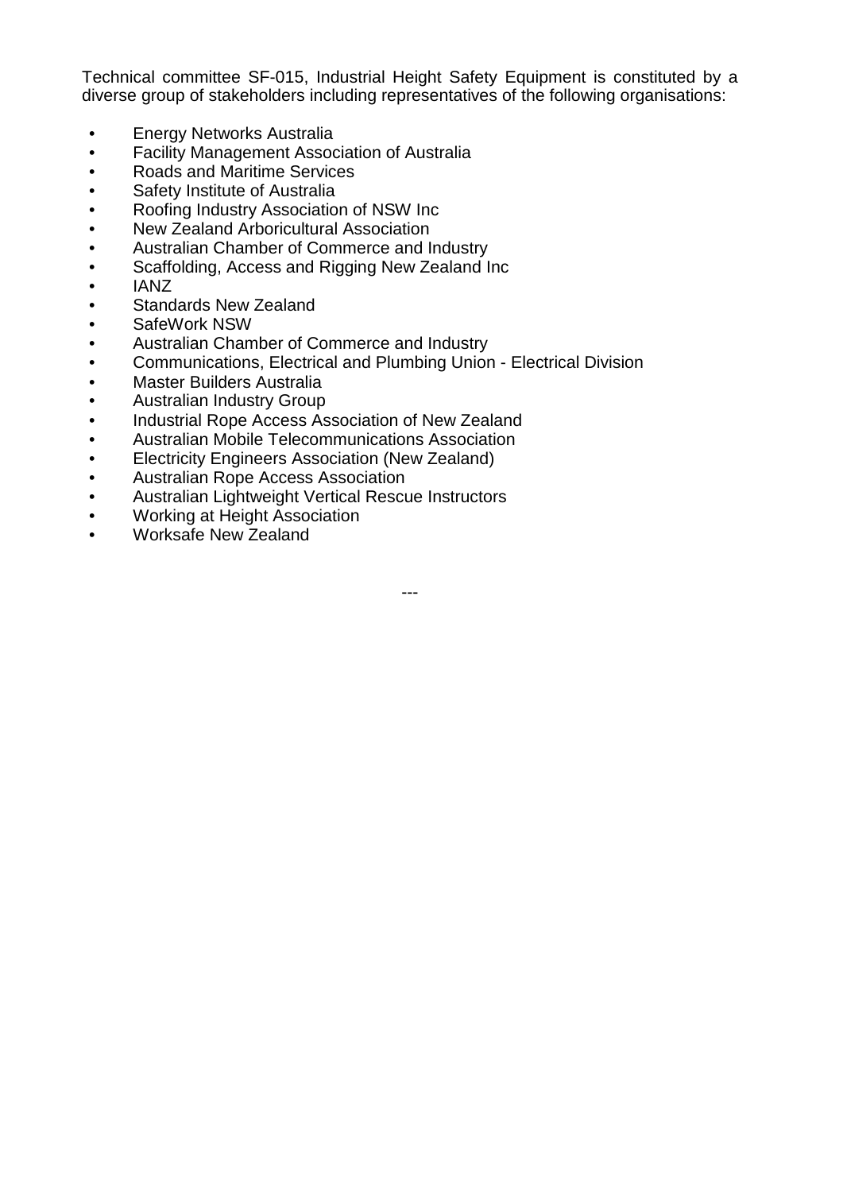Technical committee SF-015, Industrial Height Safety Equipment is constituted by a diverse group of stakeholders including representatives of the following organisations:

- Energy Networks Australia
- Facility Management Association of Australia
- Roads and Maritime Services
- Safety Institute of Australia
- Roofing Industry Association of NSW Inc
- New Zealand Arboricultural Association
- Australian Chamber of Commerce and Industry
- Scaffolding, Access and Rigging New Zealand Inc
- IANZ
- Standards New Zealand
- SafeWork NSW
- Australian Chamber of Commerce and Industry
- Communications, Electrical and Plumbing Union - Electrical Division
- Master Builders Australia
- Australian Industry Group
- Industrial Rope Access Association of New Zealand
- Australian Mobile Telecommunications Association
- Electricity Engineers Association (New Zealand)
- Australian Rope Access Association
- Australian Lightweight Vertical Rescue Instructors
- Working at Height Association
- Worksafe New Zealand

---